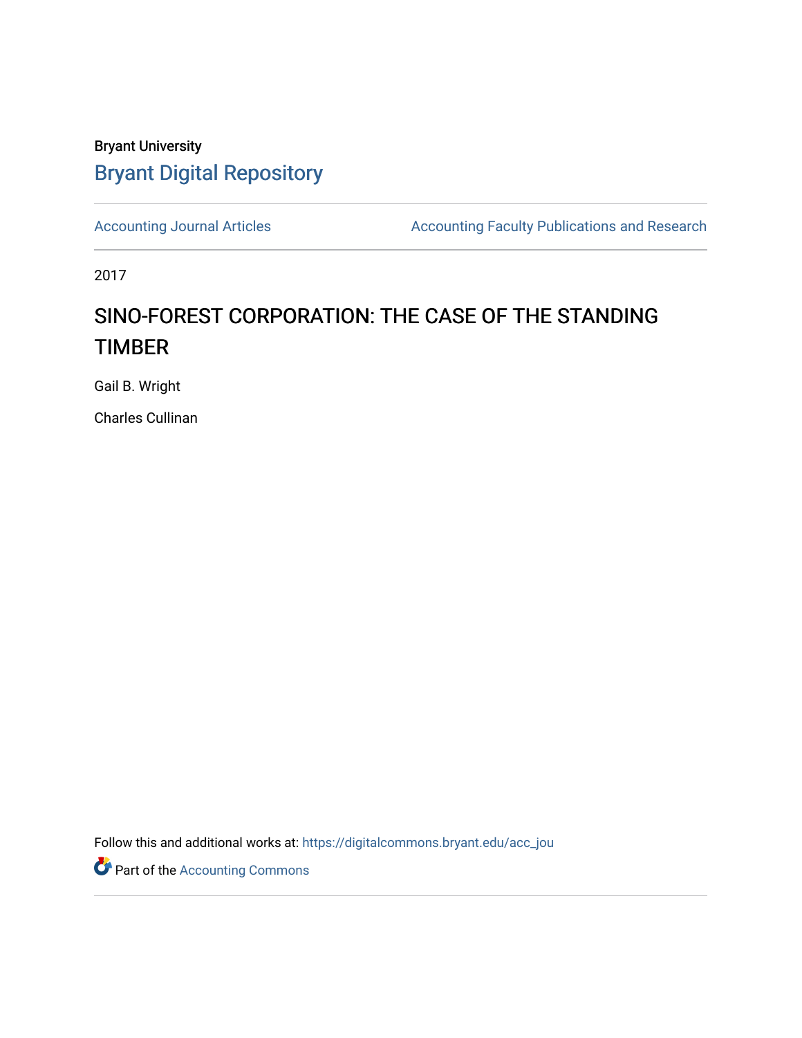Bryant University

## Bryant Digital Repository

Accounting Journal Articles | Accounting Faculty Publications and Research

2017

# SINO-FOREST CORPORATION: THE CASE OF THE STANDING TIMBER

Gail B. Wright

Charles Cullinan

Follow this and additional works at: https://digitalcommons.bryant.edu/acc_jou

Part of the Accounting Commons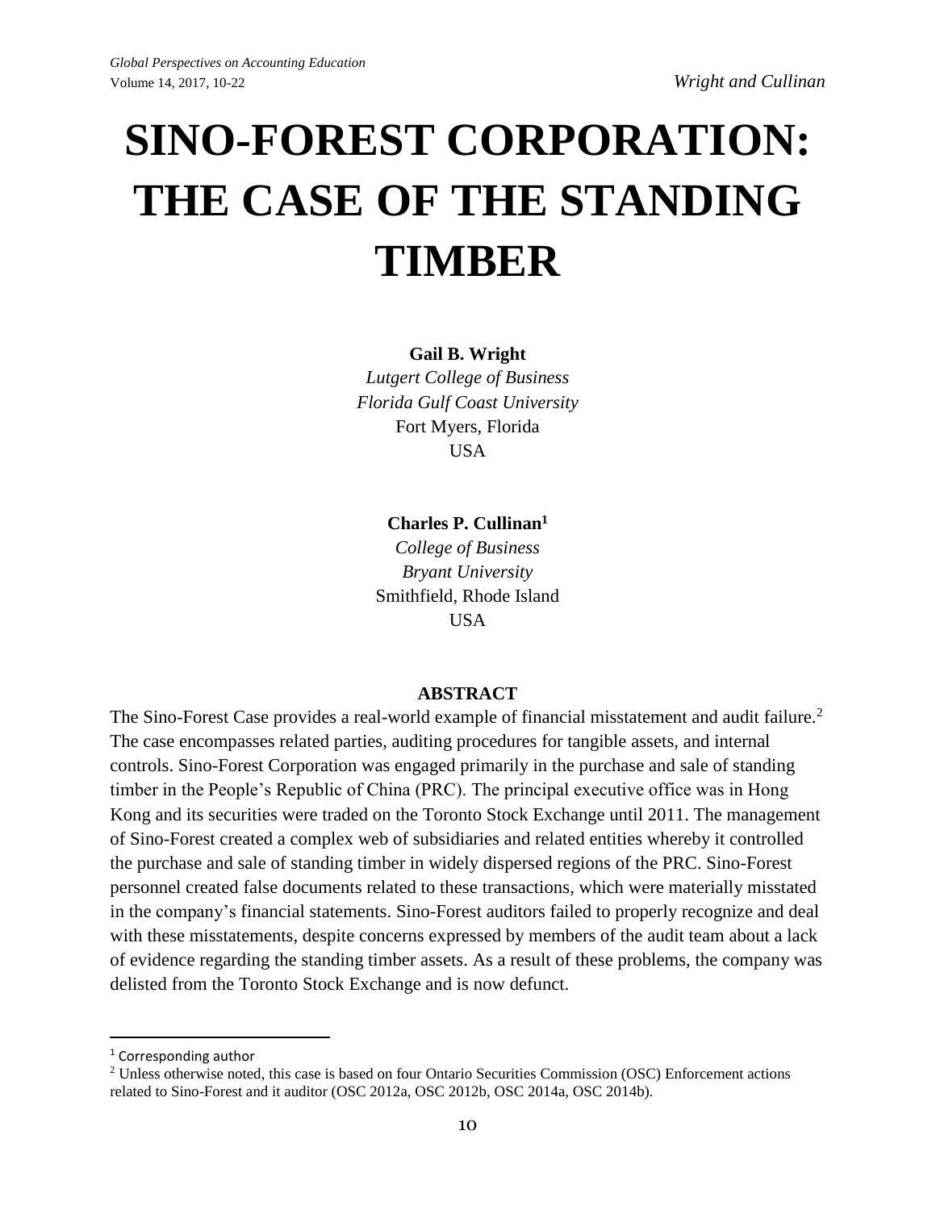# SINO-FOREST CORPORATION: THE CASE OF THE STANDING TIMBER

**Gail B. Wright**
*Lutgert College of Business*
*Florida Gulf Coast University*
Fort Myers, Florida
USA

**Charles P. Cullinan**[1]
*College of Business*
*Bryant University*
Smithfield, Rhode Island
USA

## ABSTRACT

The Sino-Forest Case provides a real-world example of financial misstatement and audit failure.[2] The case encompasses related parties, auditing procedures for tangible assets, and internal controls. Sino-Forest Corporation was engaged primarily in the purchase and sale of standing timber in the People's Republic of China (PRC). The principal executive office was in Hong Kong and its securities were traded on the Toronto Stock Exchange until 2011. The management of Sino-Forest created a complex web of subsidiaries and related entities whereby it controlled the purchase and sale of standing timber in widely dispersed regions of the PRC. Sino-Forest personnel created false documents related to these transactions, which were materially misstated in the company's financial statements. Sino-Forest auditors failed to properly recognize and deal with these misstatements, despite concerns expressed by members of the audit team about a lack of evidence regarding the standing timber assets. As a result of these problems, the company was delisted from the Toronto Stock Exchange and is now defunct.

---

[1] Corresponding author

[2] Unless otherwise noted, this case is based on four Ontario Securities Commission (OSC) Enforcement actions related to Sino-Forest and it auditor (OSC 2012a, OSC 2012b, OSC 2014a, OSC 2014b).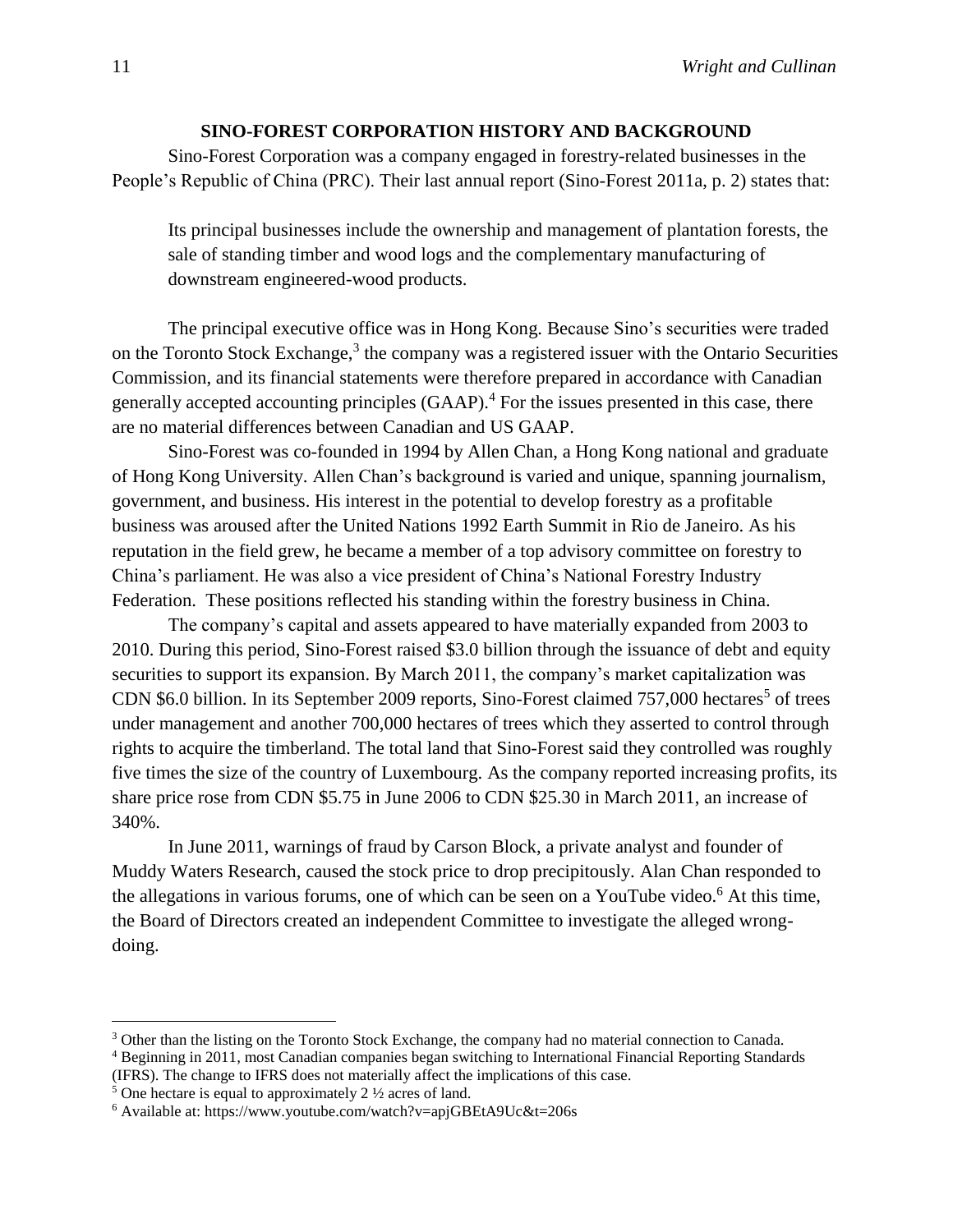## SINO-FOREST CORPORATION HISTORY AND BACKGROUND

Sino-Forest Corporation was a company engaged in forestry-related businesses in the People's Republic of China (PRC). Their last annual report (Sino-Forest 2011a, p. 2) states that:

> Its principal businesses include the ownership and management of plantation forests, the sale of standing timber and wood logs and the complementary manufacturing of downstream engineered-wood products.

The principal executive office was in Hong Kong. Because Sino's securities were traded on the Toronto Stock Exchange,[3] the company was a registered issuer with the Ontario Securities Commission, and its financial statements were therefore prepared in accordance with Canadian generally accepted accounting principles (GAAP).[4] For the issues presented in this case, there are no material differences between Canadian and US GAAP.

Sino-Forest was co-founded in 1994 by Allen Chan, a Hong Kong national and graduate of Hong Kong University. Allen Chan's background is varied and unique, spanning journalism, government, and business. His interest in the potential to develop forestry as a profitable business was aroused after the United Nations 1992 Earth Summit in Rio de Janeiro. As his reputation in the field grew, he became a member of a top advisory committee on forestry to China's parliament. He was also a vice president of China's National Forestry Industry Federation. These positions reflected his standing within the forestry business in China.

The company's capital and assets appeared to have materially expanded from 2003 to 2010. During this period, Sino-Forest raised $3.0 billion through the issuance of debt and equity securities to support its expansion. By March 2011, the company's market capitalization was CDN $6.0 billion. In its September 2009 reports, Sino-Forest claimed 757,000 hectares[5] of trees under management and another 700,000 hectares of trees which they asserted to control through rights to acquire the timberland. The total land that Sino-Forest said they controlled was roughly five times the size of the country of Luxembourg. As the company reported increasing profits, its share price rose from CDN $5.75 in June 2006 to CDN $25.30 in March 2011, an increase of 340%.

In June 2011, warnings of fraud by Carson Block, a private analyst and founder of Muddy Waters Research, caused the stock price to drop precipitously. Alan Chan responded to the allegations in various forums, one of which can be seen on a YouTube video.[6] At this time, the Board of Directors created an independent Committee to investigate the alleged wrong-doing.

---

[3] Other than the listing on the Toronto Stock Exchange, the company had no material connection to Canada.

[4] Beginning in 2011, most Canadian companies began switching to International Financial Reporting Standards (IFRS). The change to IFRS does not materially affect the implications of this case.

[5] One hectare is equal to approximately 2 ½ acres of land.

[6] Available at: https://www.youtube.com/watch?v=apjGBEtA9Uc&t=206s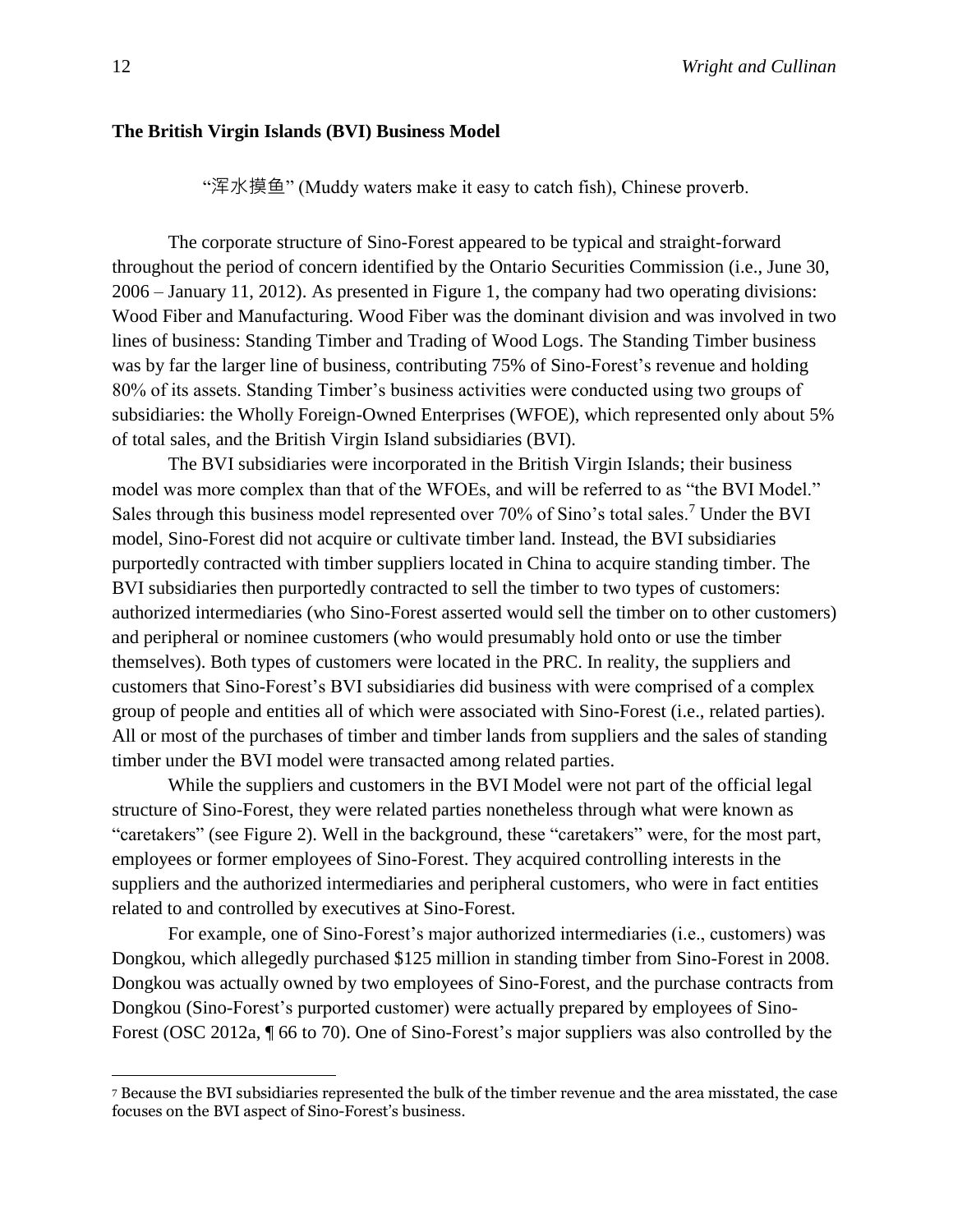### The British Virgin Islands (BVI) Business Model

"浑水摸鱼" (Muddy waters make it easy to catch fish), Chinese proverb.

The corporate structure of Sino-Forest appeared to be typical and straight-forward throughout the period of concern identified by the Ontario Securities Commission (i.e., June 30, 2006 – January 11, 2012). As presented in Figure 1, the company had two operating divisions: Wood Fiber and Manufacturing. Wood Fiber was the dominant division and was involved in two lines of business: Standing Timber and Trading of Wood Logs. The Standing Timber business was by far the larger line of business, contributing 75% of Sino-Forest's revenue and holding 80% of its assets. Standing Timber's business activities were conducted using two groups of subsidiaries: the Wholly Foreign-Owned Enterprises (WFOE), which represented only about 5% of total sales, and the British Virgin Island subsidiaries (BVI).

The BVI subsidiaries were incorporated in the British Virgin Islands; their business model was more complex than that of the WFOEs, and will be referred to as "the BVI Model." Sales through this business model represented over 70% of Sino's total sales.[7] Under the BVI model, Sino-Forest did not acquire or cultivate timber land. Instead, the BVI subsidiaries purportedly contracted with timber suppliers located in China to acquire standing timber. The BVI subsidiaries then purportedly contracted to sell the timber to two types of customers: authorized intermediaries (who Sino-Forest asserted would sell the timber on to other customers) and peripheral or nominee customers (who would presumably hold onto or use the timber themselves). Both types of customers were located in the PRC. In reality, the suppliers and customers that Sino-Forest's BVI subsidiaries did business with were comprised of a complex group of people and entities all of which were associated with Sino-Forest (i.e., related parties). All or most of the purchases of timber and timber lands from suppliers and the sales of standing timber under the BVI model were transacted among related parties.

While the suppliers and customers in the BVI Model were not part of the official legal structure of Sino-Forest, they were related parties nonetheless through what were known as "caretakers" (see Figure 2). Well in the background, these "caretakers" were, for the most part, employees or former employees of Sino-Forest. They acquired controlling interests in the suppliers and the authorized intermediaries and peripheral customers, who were in fact entities related to and controlled by executives at Sino-Forest.

For example, one of Sino-Forest's major authorized intermediaries (i.e., customers) was Dongkou, which allegedly purchased $125 million in standing timber from Sino-Forest in 2008. Dongkou was actually owned by two employees of Sino-Forest, and the purchase contracts from Dongkou (Sino-Forest's purported customer) were actually prepared by employees of Sino-Forest (OSC 2012a, ¶ 66 to 70). One of Sino-Forest's major suppliers was also controlled by the

[7] Because the BVI subsidiaries represented the bulk of the timber revenue and the area misstated, the case focuses on the BVI aspect of Sino-Forest's business.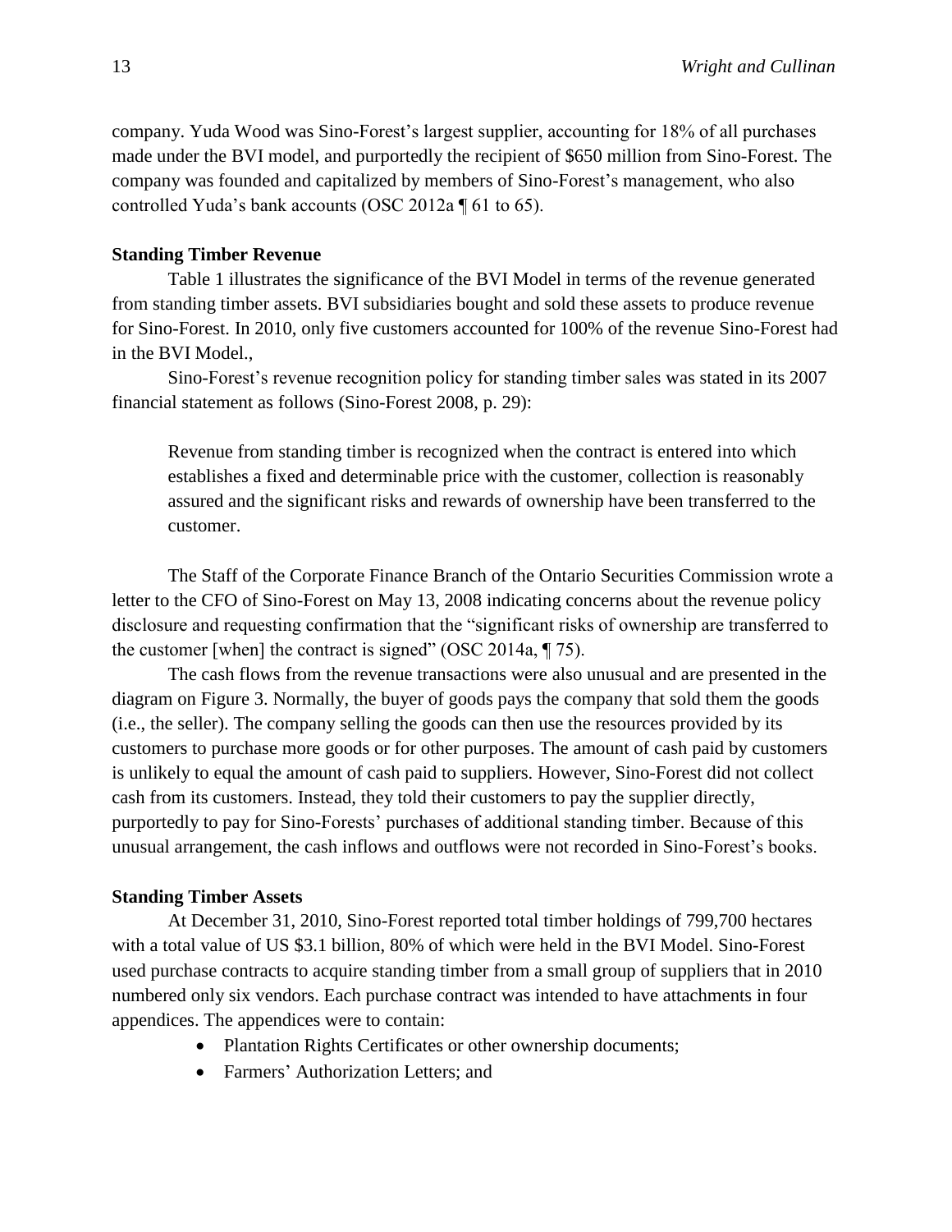company. Yuda Wood was Sino-Forest's largest supplier, accounting for 18% of all purchases made under the BVI model, and purportedly the recipient of $650 million from Sino-Forest. The company was founded and capitalized by members of Sino-Forest's management, who also controlled Yuda's bank accounts (OSC 2012a ¶ 61 to 65).

**Standing Timber Revenue**

Table 1 illustrates the significance of the BVI Model in terms of the revenue generated from standing timber assets. BVI subsidiaries bought and sold these assets to produce revenue for Sino-Forest. In 2010, only five customers accounted for 100% of the revenue Sino-Forest had in the BVI Model.,

Sino-Forest's revenue recognition policy for standing timber sales was stated in its 2007 financial statement as follows (Sino-Forest 2008, p. 29):

> Revenue from standing timber is recognized when the contract is entered into which establishes a fixed and determinable price with the customer, collection is reasonably assured and the significant risks and rewards of ownership have been transferred to the customer.

The Staff of the Corporate Finance Branch of the Ontario Securities Commission wrote a letter to the CFO of Sino-Forest on May 13, 2008 indicating concerns about the revenue policy disclosure and requesting confirmation that the "significant risks of ownership are transferred to the customer [when] the contract is signed" (OSC 2014a, ¶ 75).

The cash flows from the revenue transactions were also unusual and are presented in the diagram on Figure 3. Normally, the buyer of goods pays the company that sold them the goods (i.e., the seller). The company selling the goods can then use the resources provided by its customers to purchase more goods or for other purposes. The amount of cash paid by customers is unlikely to equal the amount of cash paid to suppliers. However, Sino-Forest did not collect cash from its customers. Instead, they told their customers to pay the supplier directly, purportedly to pay for Sino-Forests' purchases of additional standing timber. Because of this unusual arrangement, the cash inflows and outflows were not recorded in Sino-Forest's books.

**Standing Timber Assets**

At December 31, 2010, Sino-Forest reported total timber holdings of 799,700 hectares with a total value of US $3.1 billion, 80% of which were held in the BVI Model. Sino-Forest used purchase contracts to acquire standing timber from a small group of suppliers that in 2010 numbered only six vendors. Each purchase contract was intended to have attachments in four appendices. The appendices were to contain:

- Plantation Rights Certificates or other ownership documents;
- Farmers' Authorization Letters; and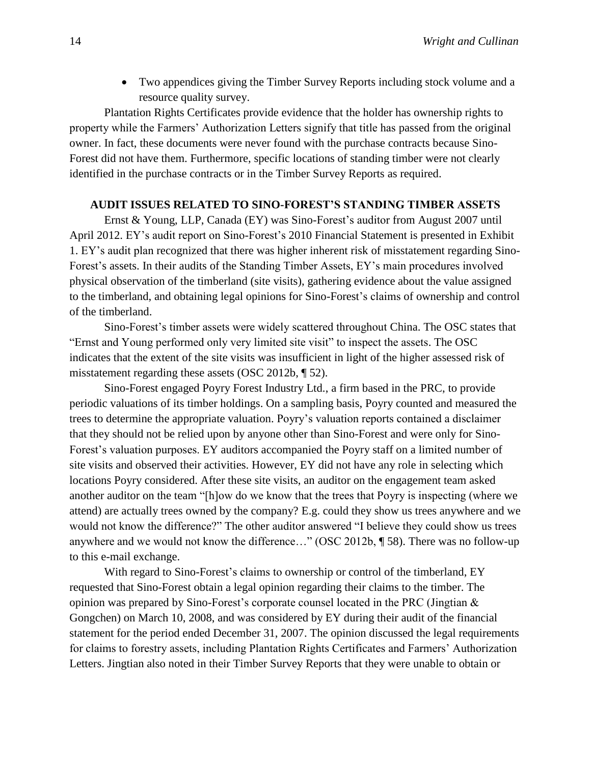- Two appendices giving the Timber Survey Reports including stock volume and a resource quality survey.

Plantation Rights Certificates provide evidence that the holder has ownership rights to property while the Farmers' Authorization Letters signify that title has passed from the original owner. In fact, these documents were never found with the purchase contracts because Sino-Forest did not have them. Furthermore, specific locations of standing timber were not clearly identified in the purchase contracts or in the Timber Survey Reports as required.

## AUDIT ISSUES RELATED TO SINO-FOREST'S STANDING TIMBER ASSETS

Ernst & Young, LLP, Canada (EY) was Sino-Forest's auditor from August 2007 until April 2012. EY's audit report on Sino-Forest's 2010 Financial Statement is presented in Exhibit 1. EY's audit plan recognized that there was higher inherent risk of misstatement regarding Sino-Forest's assets. In their audits of the Standing Timber Assets, EY's main procedures involved physical observation of the timberland (site visits), gathering evidence about the value assigned to the timberland, and obtaining legal opinions for Sino-Forest's claims of ownership and control of the timberland.

Sino-Forest's timber assets were widely scattered throughout China. The OSC states that "Ernst and Young performed only very limited site visit" to inspect the assets. The OSC indicates that the extent of the site visits was insufficient in light of the higher assessed risk of misstatement regarding these assets (OSC 2012b, ¶ 52).

Sino-Forest engaged Poyry Forest Industry Ltd., a firm based in the PRC, to provide periodic valuations of its timber holdings. On a sampling basis, Poyry counted and measured the trees to determine the appropriate valuation. Poyry's valuation reports contained a disclaimer that they should not be relied upon by anyone other than Sino-Forest and were only for Sino-Forest's valuation purposes. EY auditors accompanied the Poyry staff on a limited number of site visits and observed their activities. However, EY did not have any role in selecting which locations Poyry considered. After these site visits, an auditor on the engagement team asked another auditor on the team "[h]ow do we know that the trees that Poyry is inspecting (where we attend) are actually trees owned by the company? E.g. could they show us trees anywhere and we would not know the difference?" The other auditor answered "I believe they could show us trees anywhere and we would not know the difference…" (OSC 2012b, ¶ 58). There was no follow-up to this e-mail exchange.

With regard to Sino-Forest's claims to ownership or control of the timberland, EY requested that Sino-Forest obtain a legal opinion regarding their claims to the timber. The opinion was prepared by Sino-Forest's corporate counsel located in the PRC (Jingtian & Gongchen) on March 10, 2008, and was considered by EY during their audit of the financial statement for the period ended December 31, 2007. The opinion discussed the legal requirements for claims to forestry assets, including Plantation Rights Certificates and Farmers' Authorization Letters. Jingtian also noted in their Timber Survey Reports that they were unable to obtain or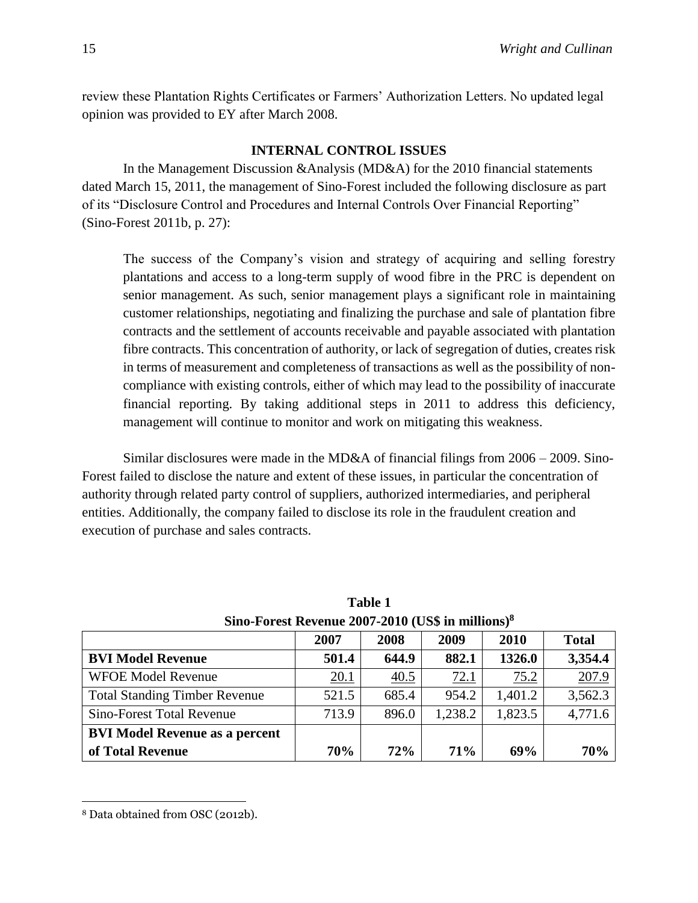review these Plantation Rights Certificates or Farmers' Authorization Letters. No updated legal opinion was provided to EY after March 2008.

## INTERNAL CONTROL ISSUES

In the Management Discussion &Analysis (MD&A) for the 2010 financial statements dated March 15, 2011, the management of Sino-Forest included the following disclosure as part of its "Disclosure Control and Procedures and Internal Controls Over Financial Reporting" (Sino-Forest 2011b, p. 27):

> The success of the Company's vision and strategy of acquiring and selling forestry plantations and access to a long-term supply of wood fibre in the PRC is dependent on senior management. As such, senior management plays a significant role in maintaining customer relationships, negotiating and finalizing the purchase and sale of plantation fibre contracts and the settlement of accounts receivable and payable associated with plantation fibre contracts. This concentration of authority, or lack of segregation of duties, creates risk in terms of measurement and completeness of transactions as well as the possibility of non-compliance with existing controls, either of which may lead to the possibility of inaccurate financial reporting. By taking additional steps in 2011 to address this deficiency, management will continue to monitor and work on mitigating this weakness.

Similar disclosures were made in the MD&A of financial filings from 2006 – 2009. Sino-Forest failed to disclose the nature and extent of these issues, in particular the concentration of authority through related party control of suppliers, authorized intermediaries, and peripheral entities. Additionally, the company failed to disclose its role in the fraudulent creation and execution of purchase and sales contracts.

**Table 1**
**Sino-Forest Revenue 2007-2010 (US$ in millions)[8]**

| | 2007 | 2008 | 2009 | 2010 | Total |
|---|---|---|---|---|---|
| **BVI Model Revenue** | **501.4** | **644.9** | **882.1** | **1326.0** | **3,354.4** |
| WFOE Model Revenue | 20.1 | 40.5 | 72.1 | 75.2 | 207.9 |
| Total Standing Timber Revenue | 521.5 | 685.4 | 954.2 | 1,401.2 | 3,562.3 |
| Sino-Forest Total Revenue | 713.9 | 896.0 | 1,238.2 | 1,823.5 | 4,771.6 |
| **BVI Model Revenue as a percent of Total Revenue** | **70%** | **72%** | **71%** | **69%** | **70%** |

[8] Data obtained from OSC (2012b).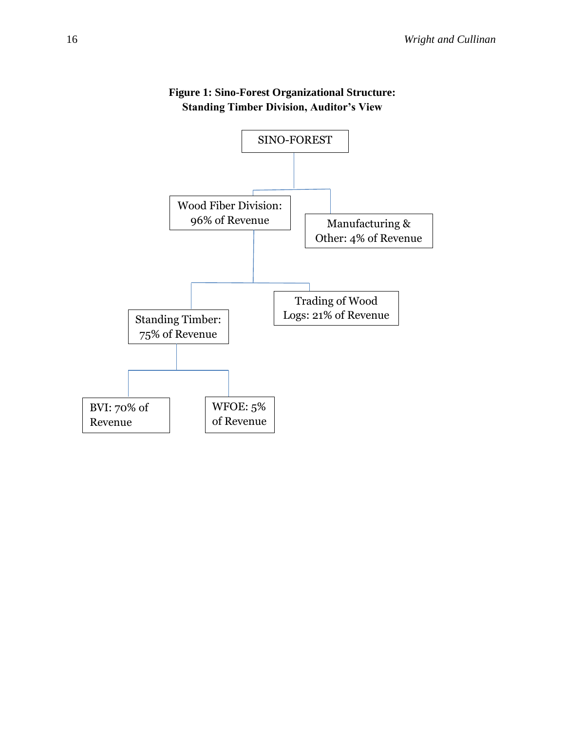**Figure 1: Sino-Forest Organizational Structure: Standing Timber Division, Auditor's View**

- SINO-FOREST
  - Wood Fiber Division: 96% of Revenue
    - Standing Timber: 75% of Revenue
      - BVI: 70% of Revenue
      - WFOE: 5% of Revenue
    - Trading of Wood Logs: 21% of Revenue
  - Manufacturing & Other: 4% of Revenue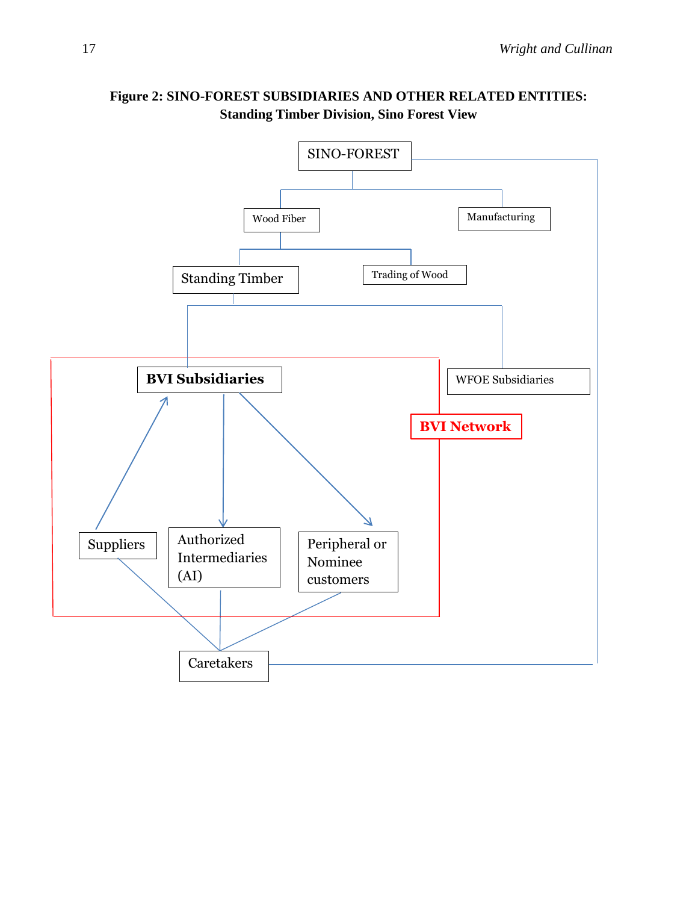**Figure 2: SINO-FOREST SUBSIDIARIES AND OTHER RELATED ENTITIES: Standing Timber Division, Sino Forest View**

SINO-FOREST

Wood Fiber

Manufacturing

Standing Timber

Trading of Wood

BVI Subsidiaries

WFOE Subsidiaries

BVI Network

Suppliers

Authorized Intermediaries (AI)

Peripheral or Nominee customers

Caretakers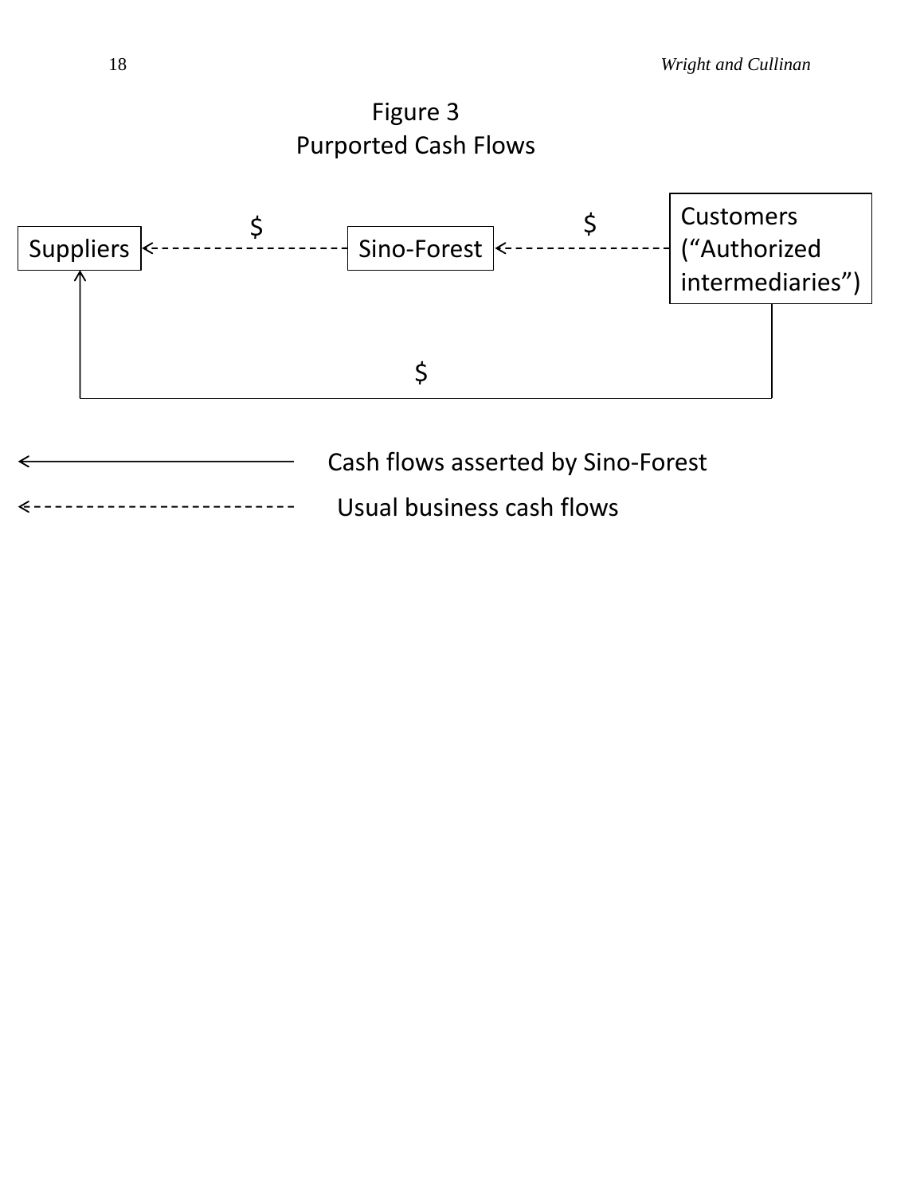Figure 3
Purported Cash Flows

Suppliers ←- - - $ - - - Sino-Forest ←- - - $ - - - Customers (“Authorized intermediaries”)

Customers (“Authorized intermediaries”) —— $ ——→ Suppliers

←———— Cash flows asserted by Sino-Forest

←- - - - - - Usual business cash flows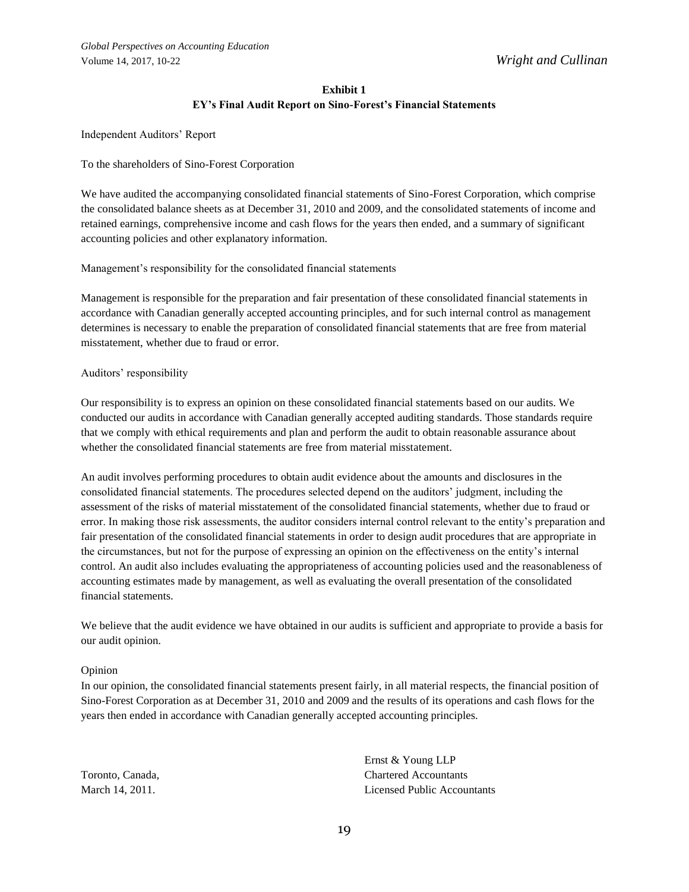**Exhibit 1**

**EY's Final Audit Report on Sino-Forest's Financial Statements**

Independent Auditors' Report

To the shareholders of Sino-Forest Corporation

We have audited the accompanying consolidated financial statements of Sino-Forest Corporation, which comprise the consolidated balance sheets as at December 31, 2010 and 2009, and the consolidated statements of income and retained earnings, comprehensive income and cash flows for the years then ended, and a summary of significant accounting policies and other explanatory information.

Management's responsibility for the consolidated financial statements

Management is responsible for the preparation and fair presentation of these consolidated financial statements in accordance with Canadian generally accepted accounting principles, and for such internal control as management determines is necessary to enable the preparation of consolidated financial statements that are free from material misstatement, whether due to fraud or error.

Auditors' responsibility

Our responsibility is to express an opinion on these consolidated financial statements based on our audits. We conducted our audits in accordance with Canadian generally accepted auditing standards. Those standards require that we comply with ethical requirements and plan and perform the audit to obtain reasonable assurance about whether the consolidated financial statements are free from material misstatement.

An audit involves performing procedures to obtain audit evidence about the amounts and disclosures in the consolidated financial statements. The procedures selected depend on the auditors' judgment, including the assessment of the risks of material misstatement of the consolidated financial statements, whether due to fraud or error. In making those risk assessments, the auditor considers internal control relevant to the entity's preparation and fair presentation of the consolidated financial statements in order to design audit procedures that are appropriate in the circumstances, but not for the purpose of expressing an opinion on the effectiveness on the entity's internal control. An audit also includes evaluating the appropriateness of accounting policies used and the reasonableness of accounting estimates made by management, as well as evaluating the overall presentation of the consolidated financial statements.

We believe that the audit evidence we have obtained in our audits is sufficient and appropriate to provide a basis for our audit opinion.

Opinion

In our opinion, the consolidated financial statements present fairly, in all material respects, the financial position of Sino-Forest Corporation as at December 31, 2010 and 2009 and the results of its operations and cash flows for the years then ended in accordance with Canadian generally accepted accounting principles.

Ernst & Young LLP
Chartered Accountants
Licensed Public Accountants

Toronto, Canada,
March 14, 2011.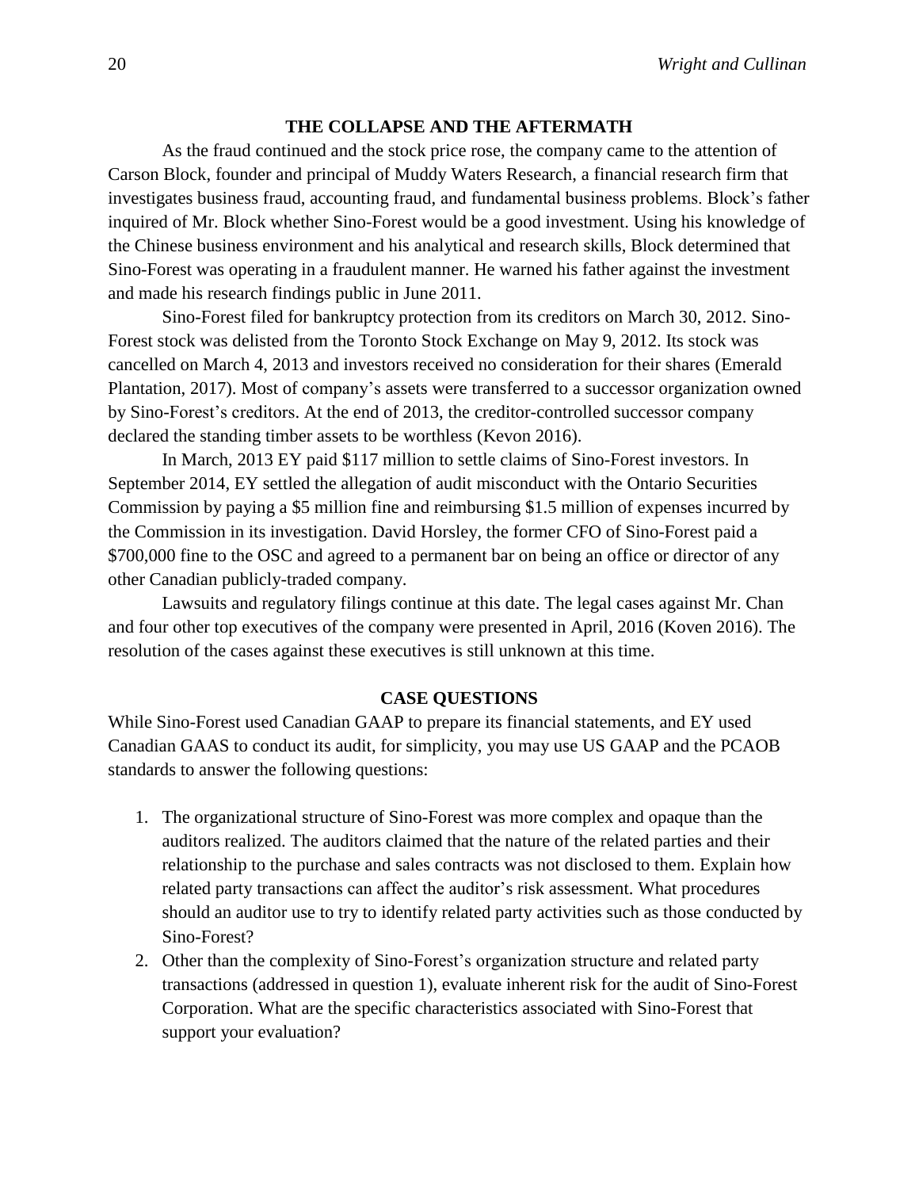## THE COLLAPSE AND THE AFTERMATH

As the fraud continued and the stock price rose, the company came to the attention of Carson Block, founder and principal of Muddy Waters Research, a financial research firm that investigates business fraud, accounting fraud, and fundamental business problems. Block's father inquired of Mr. Block whether Sino-Forest would be a good investment. Using his knowledge of the Chinese business environment and his analytical and research skills, Block determined that Sino-Forest was operating in a fraudulent manner. He warned his father against the investment and made his research findings public in June 2011.

Sino-Forest filed for bankruptcy protection from its creditors on March 30, 2012. Sino-Forest stock was delisted from the Toronto Stock Exchange on May 9, 2012. Its stock was cancelled on March 4, 2013 and investors received no consideration for their shares (Emerald Plantation, 2017). Most of company's assets were transferred to a successor organization owned by Sino-Forest's creditors. At the end of 2013, the creditor-controlled successor company declared the standing timber assets to be worthless (Kevon 2016).

In March, 2013 EY paid $117 million to settle claims of Sino-Forest investors. In September 2014, EY settled the allegation of audit misconduct with the Ontario Securities Commission by paying a $5 million fine and reimbursing $1.5 million of expenses incurred by the Commission in its investigation. David Horsley, the former CFO of Sino-Forest paid a $700,000 fine to the OSC and agreed to a permanent bar on being an office or director of any other Canadian publicly-traded company.

Lawsuits and regulatory filings continue at this date. The legal cases against Mr. Chan and four other top executives of the company were presented in April, 2016 (Koven 2016). The resolution of the cases against these executives is still unknown at this time.

## CASE QUESTIONS

While Sino-Forest used Canadian GAAP to prepare its financial statements, and EY used Canadian GAAS to conduct its audit, for simplicity, you may use US GAAP and the PCAOB standards to answer the following questions:

1. The organizational structure of Sino-Forest was more complex and opaque than the auditors realized. The auditors claimed that the nature of the related parties and their relationship to the purchase and sales contracts was not disclosed to them. Explain how related party transactions can affect the auditor's risk assessment. What procedures should an auditor use to try to identify related party activities such as those conducted by Sino-Forest?
2. Other than the complexity of Sino-Forest's organization structure and related party transactions (addressed in question 1), evaluate inherent risk for the audit of Sino-Forest Corporation. What are the specific characteristics associated with Sino-Forest that support your evaluation?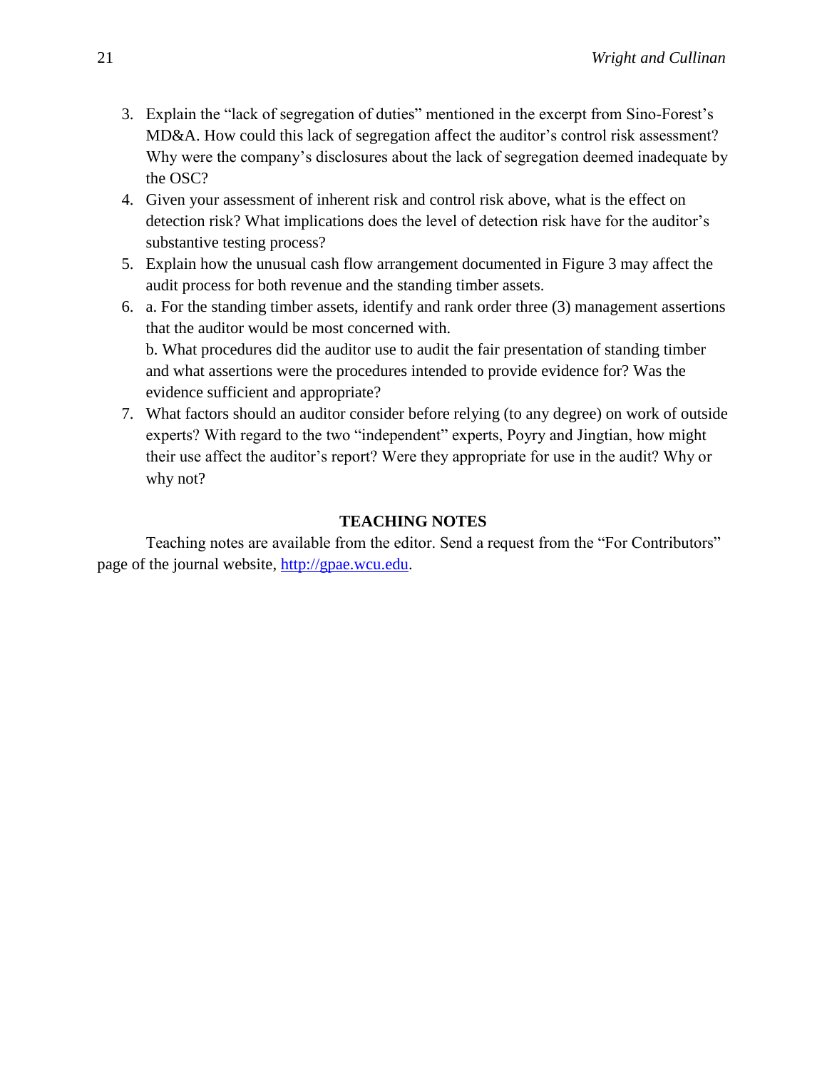3. Explain the "lack of segregation of duties" mentioned in the excerpt from Sino-Forest's MD&A. How could this lack of segregation affect the auditor's control risk assessment? Why were the company's disclosures about the lack of segregation deemed inadequate by the OSC?
4. Given your assessment of inherent risk and control risk above, what is the effect on detection risk? What implications does the level of detection risk have for the auditor's substantive testing process?
5. Explain how the unusual cash flow arrangement documented in Figure 3 may affect the audit process for both revenue and the standing timber assets.
6. a. For the standing timber assets, identify and rank order three (3) management assertions that the auditor would be most concerned with.
   b. What procedures did the auditor use to audit the fair presentation of standing timber and what assertions were the procedures intended to provide evidence for? Was the evidence sufficient and appropriate?
7. What factors should an auditor consider before relying (to any degree) on work of outside experts? With regard to the two "independent" experts, Poyry and Jingtian, how might their use affect the auditor's report? Were they appropriate for use in the audit? Why or why not?

## TEACHING NOTES

Teaching notes are available from the editor. Send a request from the "For Contributors" page of the journal website, http://gpae.wcu.edu.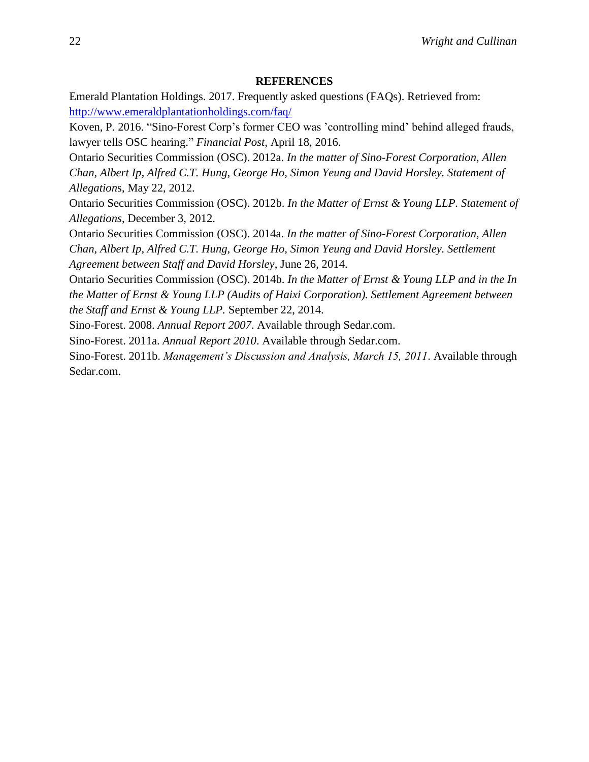## REFERENCES

Emerald Plantation Holdings. 2017. Frequently asked questions (FAQs). Retrieved from: http://www.emeraldplantationholdings.com/faq/

Koven, P. 2016. "Sino-Forest Corp's former CEO was 'controlling mind' behind alleged frauds, lawyer tells OSC hearing." *Financial Post*, April 18, 2016.

Ontario Securities Commission (OSC). 2012a. *In the matter of Sino-Forest Corporation, Allen Chan, Albert Ip, Alfred C.T. Hung, George Ho, Simon Yeung and David Horsley. Statement of Allegations*, May 22, 2012.

Ontario Securities Commission (OSC). 2012b. *In the Matter of Ernst & Young LLP. Statement of Allegations*, December 3, 2012.

Ontario Securities Commission (OSC). 2014a. *In the matter of Sino-Forest Corporation, Allen Chan, Albert Ip, Alfred C.T. Hung, George Ho, Simon Yeung and David Horsley. Settlement Agreement between Staff and David Horsley*, June 26, 2014.

Ontario Securities Commission (OSC). 2014b. *In the Matter of Ernst & Young LLP and in the In the Matter of Ernst & Young LLP (Audits of Haixi Corporation). Settlement Agreement between the Staff and Ernst & Young LLP.* September 22, 2014.

Sino-Forest. 2008. *Annual Report 2007*. Available through Sedar.com.

Sino-Forest. 2011a. *Annual Report 2010*. Available through Sedar.com.

Sino-Forest. 2011b. *Management's Discussion and Analysis, March 15, 2011*. Available through Sedar.com.